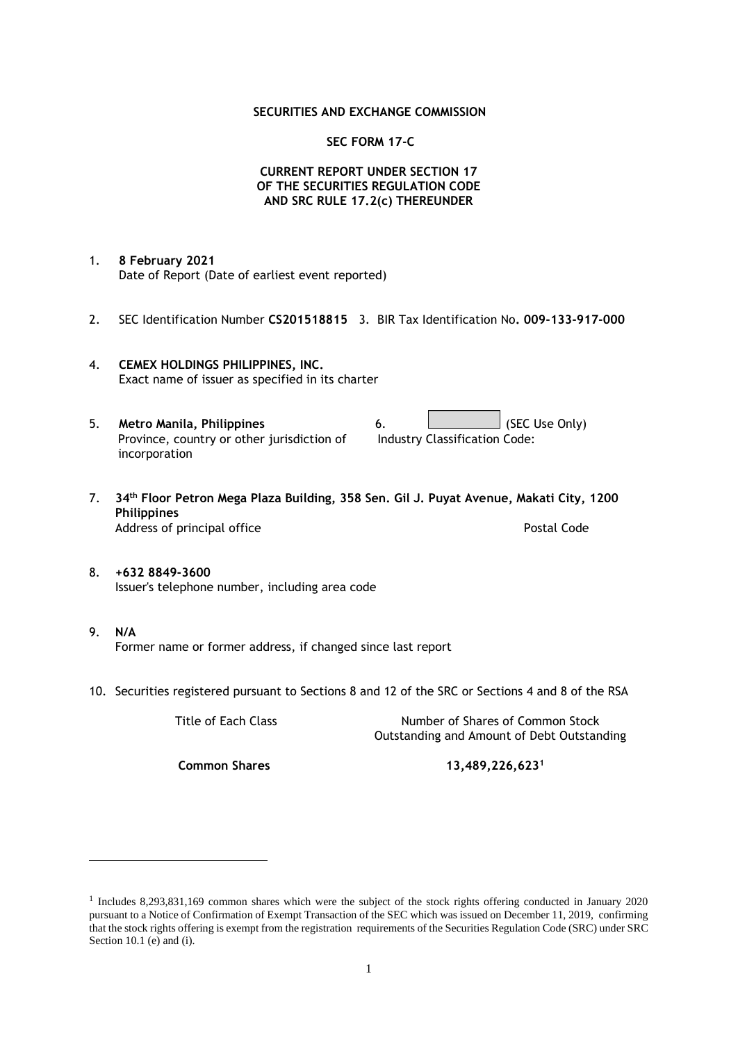**SECURITIES AND EXCHANGE COMMISSION**

**SEC FORM 17-C**

**CURRENT REPORT UNDER SECTION 17 OF THE SECURITIES REGULATION CODE AND SRC RULE 17.2(c) THEREUNDER**

1. **8 February 2021**
   Date of Report (Date of earliest event reported)

2. SEC Identification Number **CS201518815** 3. BIR Tax Identification No**. 009-133-917-000**

4. **CEMEX HOLDINGS PHILIPPINES, INC.**
   Exact name of issuer as specified in its charter

5. **Metro Manila, Philippines**
   Province, country or other jurisdiction of incorporation

6. (SEC Use Only)
   Industry Classification Code:

7. **34th Floor Petron Mega Plaza Building, 358 Sen. Gil J. Puyat Avenue, Makati City, 1200 Philippines**
   Address of principal office Postal Code

8. **+632 8849-3600**
   Issuer's telephone number, including area code

9. **N/A**
   Former name or former address, if changed since last report

10. Securities registered pursuant to Sections 8 and 12 of the SRC or Sections 4 and 8 of the RSA

| Title of Each Class | Number of Shares of Common Stock Outstanding and Amount of Debt Outstanding |
|---|---|
| **Common Shares** | **13,489,226,623**[1] |

[1] Includes 8,293,831,169 common shares which were the subject of the stock rights offering conducted in January 2020 pursuant to a Notice of Confirmation of Exempt Transaction of the SEC which was issued on December 11, 2019, confirming that the stock rights offering is exempt from the registration requirements of the Securities Regulation Code (SRC) under SRC Section 10.1 (e) and (i).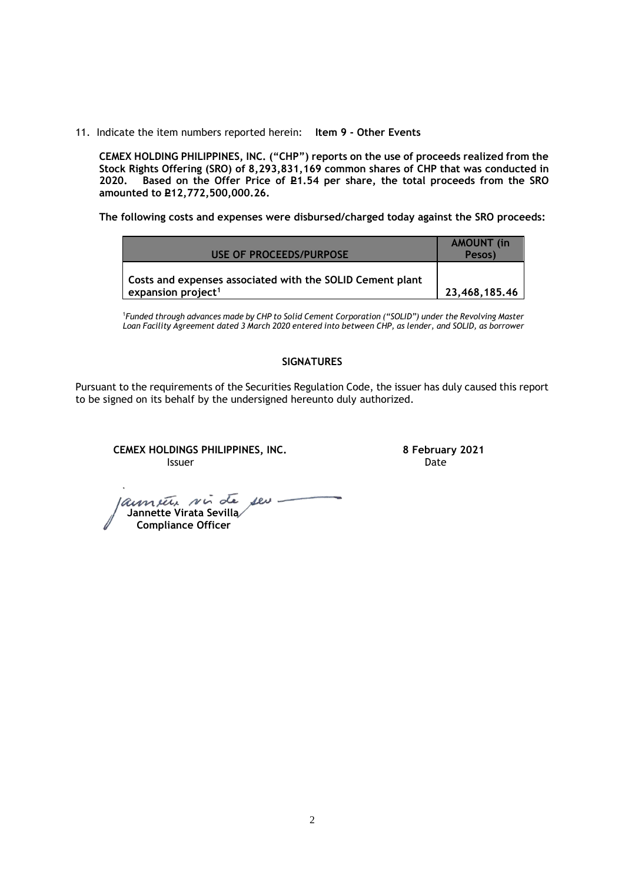11. Indicate the item numbers reported herein: **Item 9 - Other Events**

**CEMEX HOLDING PHILIPPINES, INC. ("CHP") reports on the use of proceeds realized from the Stock Rights Offering (SRO) of 8,293,831,169 common shares of CHP that was conducted in 2020. Based on the Offer Price of ₱1.54 per share, the total proceeds from the SRO amounted to ₱12,772,500,000.26.**

**The following costs and expenses were disbursed/charged today against the SRO proceeds:**

| USE OF PROCEEDS/PURPOSE | AMOUNT (in Pesos) |
|---|---|
| **Costs and expenses associated with the SOLID Cement plant expansion project[1]** | **23,468,185.46** |

[1]*Funded through advances made by CHP to Solid Cement Corporation ("SOLID") under the Revolving Master Loan Facility Agreement dated 3 March 2020 entered into between CHP, as lender, and SOLID, as borrower*

**SIGNATURES**

Pursuant to the requirements of the Securities Regulation Code, the issuer has duly caused this report to be signed on its behalf by the undersigned hereunto duly authorized.

**CEMEX HOLDINGS PHILIPPINES, INC.**
Issuer

**8 February 2021**
Date

**Jannette Virata Sevilla**
**Compliance Officer**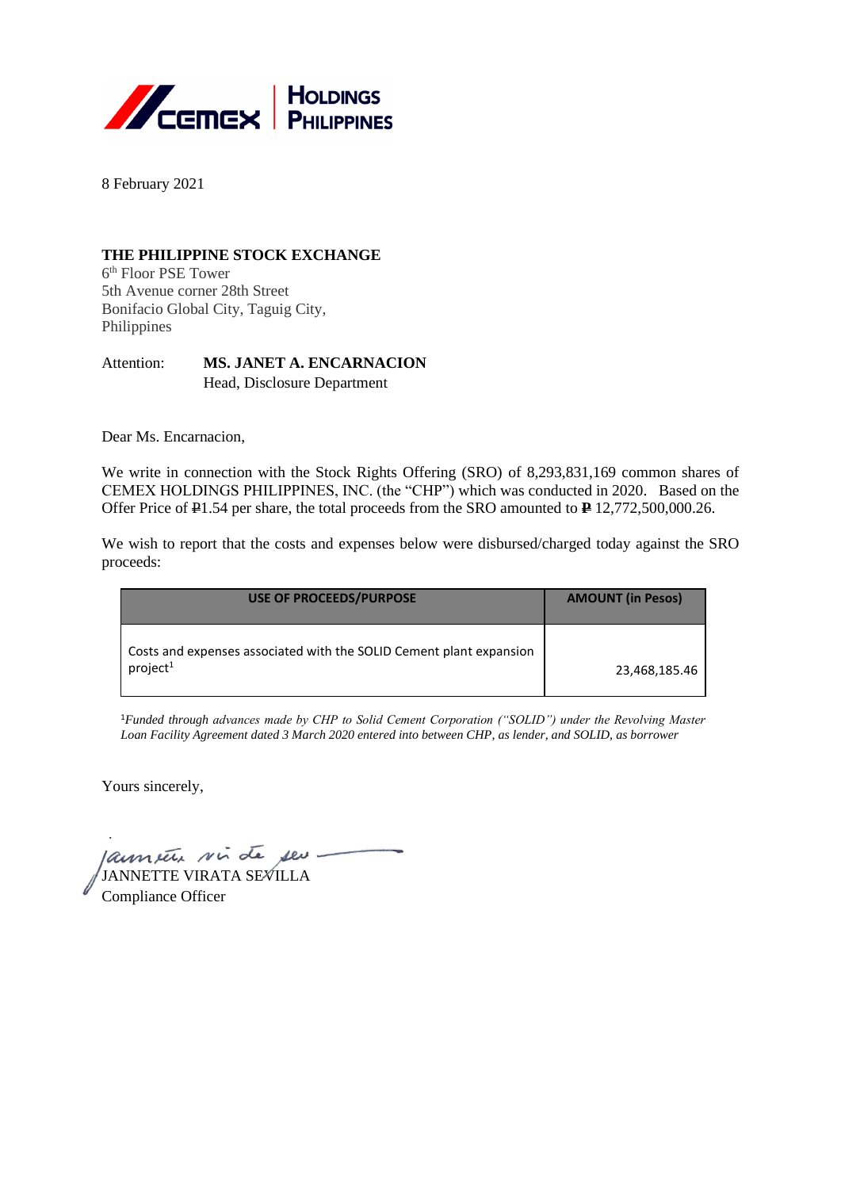8 February 2021

**THE PHILIPPINE STOCK EXCHANGE**
6th Floor PSE Tower
5th Avenue corner 28th Street
Bonifacio Global City, Taguig City,
Philippines

Attention: **MS. JANET A. ENCARNACION**
Head, Disclosure Department

Dear Ms. Encarnacion,

We write in connection with the Stock Rights Offering (SRO) of 8,293,831,169 common shares of CEMEX HOLDINGS PHILIPPINES, INC. (the "CHP") which was conducted in 2020. Based on the Offer Price of ₱1.54 per share, the total proceeds from the SRO amounted to **₱** 12,772,500,000.26.

We wish to report that the costs and expenses below were disbursed/charged today against the SRO proceeds:

| USE OF PROCEEDS/PURPOSE | AMOUNT (in Pesos) |
|---|---|
| Costs and expenses associated with the SOLID Cement plant expansion project[1] | 23,468,185.46 |

[1]*Funded through advances made by CHP to Solid Cement Corporation ("SOLID") under the Revolving Master Loan Facility Agreement dated 3 March 2020 entered into between CHP, as lender, and SOLID, as borrower*

Yours sincerely,

JANNETTE VIRATA SEVILLA
Compliance Officer